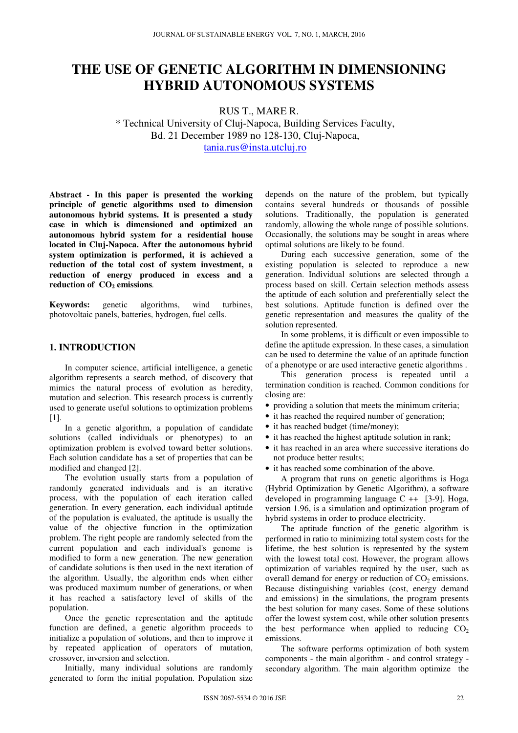# THE USE OF GENETIC ALGORITHM IN DIMENSIONING HYBRID AUTONOMOUS SYSTEMS

RUS T., MARE R.

* Technical University of Cluj-Napoca, Building Services Faculty, Bd. 21 December 1989 no 128-130, Cluj-Napoca, tania.rus@insta.utcluj.ro

**Abstract - In this paper is presented the working principle of genetic algorithms used to dimension autonomous hybrid systems. It is presented a study case in which is dimensioned and optimized an autonomous hybrid system for a residential house located in Cluj-Napoca. After the autonomous hybrid system optimization is performed, it is achieved a reduction of the total cost of system investment, a reduction of energy produced in excess and a reduction of $CO_2$ emissions**.

**Keywords:** genetic algorithms, wind turbines, photovoltaic panels, batteries, hydrogen, fuel cells.

## 1. INTRODUCTION

In computer science, artificial intelligence, a genetic algorithm represents a search method, of discovery that mimics the natural process of evolution as heredity, mutation and selection. This research process is currently used to generate useful solutions to optimization problems [1].

In a genetic algorithm, a population of candidate solutions (called individuals or phenotypes) to an optimization problem is evolved toward better solutions. Each solution candidate has a set of properties that can be modified and changed [2].

The evolution usually starts from a population of randomly generated individuals and is an iterative process, with the population of each iteration called generation. In every generation, each individual aptitude of the population is evaluated, the aptitude is usually the value of the objective function in the optimization problem. The right people are randomly selected from the current population and each individual's genome is modified to form a new generation. The new generation of candidate solutions is then used in the next iteration of the algorithm. Usually, the algorithm ends when either was produced maximum number of generations, or when it has reached a satisfactory level of skills of the population.

Once the genetic representation and the aptitude function are defined, a genetic algorithm proceeds to initialize a population of solutions, and then to improve it by repeated application of operators of mutation, crossover, inversion and selection.

Initially, many individual solutions are randomly generated to form the initial population. Population size depends on the nature of the problem, but typically contains several hundreds or thousands of possible solutions. Traditionally, the population is generated randomly, allowing the whole range of possible solutions. Occasionally, the solutions may be sought in areas where optimal solutions are likely to be found.

During each successive generation, some of the existing population is selected to reproduce a new generation. Individual solutions are selected through a process based on skill. Certain selection methods assess the aptitude of each solution and preferentially select the best solutions. Aptitude function is defined over the genetic representation and measures the quality of the solution represented.

In some problems, it is difficult or even impossible to define the aptitude expression. In these cases, a simulation can be used to determine the value of an aptitude function of a phenotype or are used interactive genetic algorithms .

This generation process is repeated until a termination condition is reached. Common conditions for closing are:

- providing a solution that meets the minimum criteria;
- it has reached the required number of generation;
- it has reached budget (time/money);
- it has reached the highest aptitude solution in rank;
- it has reached in an area where successive iterations do not produce better results;
- it has reached some combination of the above.

A program that runs on genetic algorithms is Hoga (Hybrid Optimization by Genetic Algorithm), a software developed in programming language C ++ [3-9]. Hoga, version 1.96, is a simulation and optimization program of hybrid systems in order to produce electricity.

The aptitude function of the genetic algorithm is performed in ratio to minimizing total system costs for the lifetime, the best solution is represented by the system with the lowest total cost. However, the program allows optimization of variables required by the user, such as overall demand for energy or reduction of $CO_2$ emissions. Because distinguishing variables (cost, energy demand and emissions) in the simulations, the program presents the best solution for many cases. Some of these solutions offer the lowest system cost, while other solution presents the best performance when applied to reducing $CO_2$ emissions.

The software performs optimization of both system components - the main algorithm - and control strategy - secondary algorithm. The main algorithm optimize the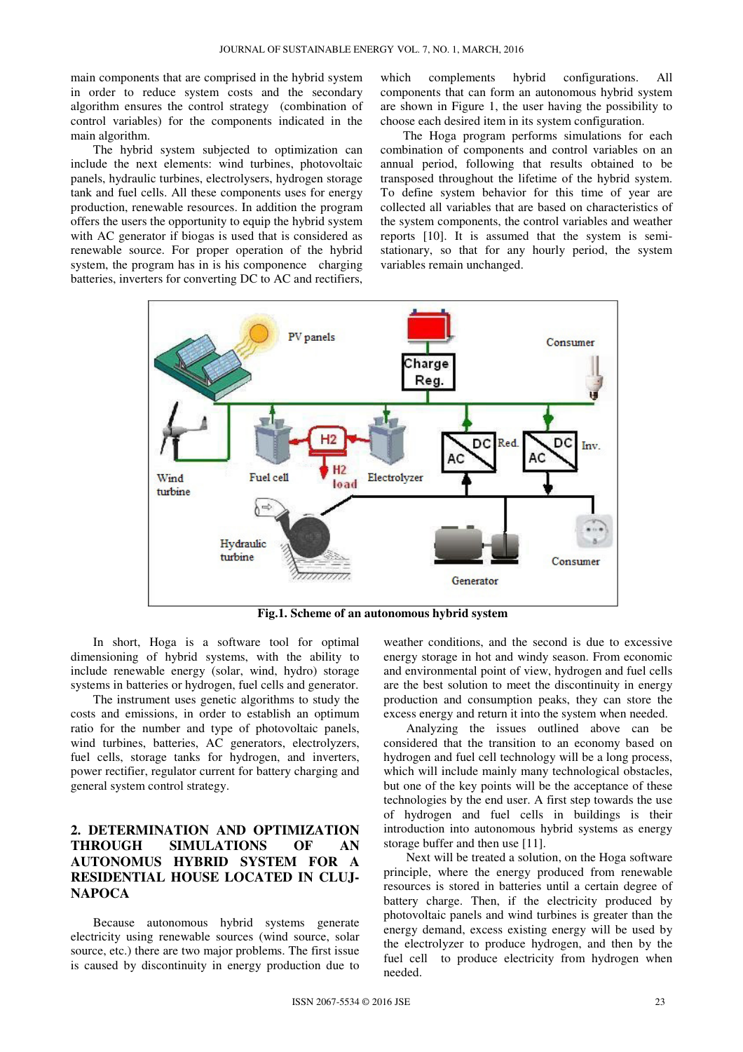main components that are comprised in the hybrid system in order to reduce system costs and the secondary algorithm ensures the control strategy (combination of control variables) for the components indicated in the main algorithm.

The hybrid system subjected to optimization can include the next elements: wind turbines, photovoltaic panels, hydraulic turbines, electrolysers, hydrogen storage tank and fuel cells. All these components uses for energy production, renewable resources. In addition the program offers the users the opportunity to equip the hybrid system with AC generator if biogas is used that is considered as renewable source. For proper operation of the hybrid system, the program has in is his componence charging batteries, inverters for converting DC to AC and rectifiers, which complements hybrid configurations. All components that can form an autonomous hybrid system are shown in Figure 1, the user having the possibility to choose each desired item in its system configuration.

The Hoga program performs simulations for each combination of components and control variables on an annual period, following that results obtained to be transposed throughout the lifetime of the hybrid system. To define system behavior for this time of year are collected all variables that are based on characteristics of the system components, the control variables and weather reports [10]. It is assumed that the system is semi-stationary, so that for any hourly period, the system variables remain unchanged.

**Fig.1. Scheme of an autonomous hybrid system**

In short, Hoga is a software tool for optimal dimensioning of hybrid systems, with the ability to include renewable energy (solar, wind, hydro) storage systems in batteries or hydrogen, fuel cells and generator.

The instrument uses genetic algorithms to study the costs and emissions, in order to establish an optimum ratio for the number and type of photovoltaic panels, wind turbines, batteries, AC generators, electrolyzers, fuel cells, storage tanks for hydrogen, and inverters, power rectifier, regulator current for battery charging and general system control strategy.

## 2. DETERMINATION AND OPTIMIZATION THROUGH SIMULATIONS OF AN AUTONOMUS HYBRID SYSTEM FOR A RESIDENTIAL HOUSE LOCATED IN CLUJ-NAPOCA

Because autonomous hybrid systems generate electricity using renewable sources (wind source, solar source, etc.) there are two major problems. The first issue is caused by discontinuity in energy production due to weather conditions, and the second is due to excessive energy storage in hot and windy season. From economic and environmental point of view, hydrogen and fuel cells are the best solution to meet the discontinuity in energy production and consumption peaks, they can store the excess energy and return it into the system when needed.

Analyzing the issues outlined above can be considered that the transition to an economy based on hydrogen and fuel cell technology will be a long process, which will include mainly many technological obstacles, but one of the key points will be the acceptance of these technologies by the end user. A first step towards the use of hydrogen and fuel cells in buildings is their introduction into autonomous hybrid systems as energy storage buffer and then use [11].

Next will be treated a solution, on the Hoga software principle, where the energy produced from renewable resources is stored in batteries until a certain degree of battery charge. Then, if the electricity produced by photovoltaic panels and wind turbines is greater than the energy demand, excess existing energy will be used by the electrolyzer to produce hydrogen, and then by the fuel cell to produce electricity from hydrogen when needed.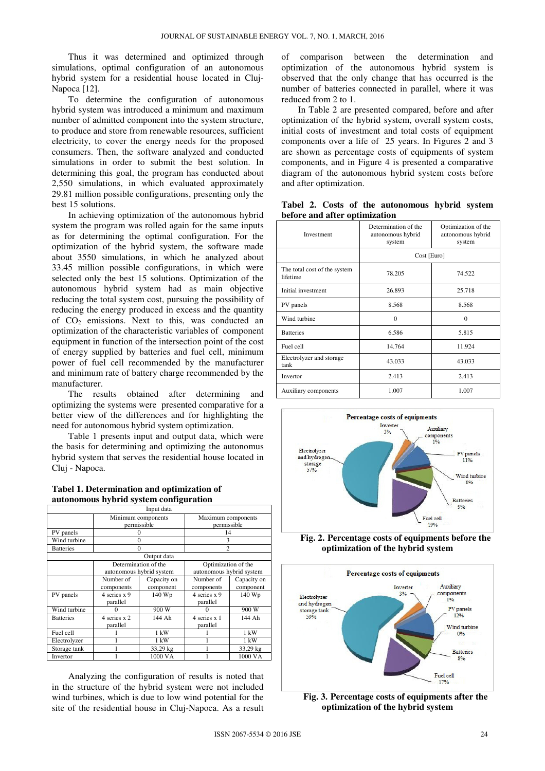Thus it was determined and optimized through simulations, optimal configuration of an autonomous hybrid system for a residential house located in Cluj-Napoca [12].

To determine the configuration of autonomous hybrid system was introduced a minimum and maximum number of admitted component into the system structure, to produce and store from renewable resources, sufficient electricity, to cover the energy needs for the proposed consumers. Then, the software analyzed and conducted simulations in order to submit the best solution. In determining this goal, the program has conducted about 2,550 simulations, in which evaluated approximately 29.81 million possible configurations, presenting only the best 15 solutions.

In achieving optimization of the autonomous hybrid system the program was rolled again for the same inputs as for determining the optimal configuration. For the optimization of the hybrid system, the software made about 3550 simulations, in which he analyzed about 33.45 million possible configurations, in which were selected only the best 15 solutions. Optimization of the autonomous hybrid system had as main objective reducing the total system cost, pursuing the possibility of reducing the energy produced in excess and the quantity of $CO_2$ emissions. Next to this, was conducted an optimization of the characteristic variables of component equipment in function of the intersection point of the cost of energy supplied by batteries and fuel cell, minimum power of fuel cell recommended by the manufacturer and minimum rate of battery charge recommended by the manufacturer.

The results obtained after determining and optimizing the systems were presented comparative for a better view of the differences and for highlighting the need for autonomous hybrid system optimization.

Table 1 presents input and output data, which were the basis for determining and optimizing the autonomous hybrid system that serves the residential house located in Cluj - Napoca.

**Tabel 1. Determination and optimization of autonomous hybrid system configuration**

| Input data | | | | |
|---|---|---|---|---|
| | Minimum components permissible | | Maximum components permissible | |
| PV panels | 0 | | 14 | |
| Wind turbine | 0 | | 3 | |
| Batteries | 0 | | 2 | |
| **Output data** | | | | |
| | Determination of the autonomous hybrid system | | Optimization of the autonomous hybrid system | |
| | Number of components | Capacity on component | Number of components | Capacity on component |
| PV panels | 4 series x 9 parallel | 140 Wp | 4 series x 9 parallel | 140 Wp |
| Wind turbine | 0 | 900 W | 0 | 900 W |
| Batteries | 4 series x 2 parallel | 144 Ah | 4 series x 1 parallel | 144 Ah |
| Fuel cell | 1 | 1 kW | 1 | 1 kW |
| Electrolyzer | 1 | 1 kW | 1 | 1 kW |
| Storage tank | 1 | 33,29 kg | 1 | 33,29 kg |
| Invertor | 1 | 1000 VA | 1 | 1000 VA |

Analyzing the configuration of results is noted that in the structure of the hybrid system were not included wind turbines, which is due to low wind potential for the site of the residential house in Cluj-Napoca. As a result of comparison between the determination and optimization of the autonomous hybrid system is observed that the only change that has occurred is the number of batteries connected in parallel, where it was reduced from 2 to 1.

In Table 2 are presented compared, before and after optimization of the hybrid system, overall system costs, initial costs of investment and total costs of equipment components over a life of 25 years. In Figures 2 and 3 are shown as percentage costs of equipments of system components, and in Figure 4 is presented a comparative diagram of the autonomous hybrid system costs before and after optimization.

**Tabel 2. Costs of the autonomous hybrid system before and after optimization**

| Investment | Determination of the autonomous hybrid system | Optimization of the autonomous hybrid system |
|---|---|---|
| | Cost [Euro] | |
| The total cost of the system lifetime | 78.205 | 74.522 |
| Initial investment | 26.893 | 25.718 |
| PV panels | 8.568 | 8.568 |
| Wind turbine | 0 | 0 |
| Batteries | 6.586 | 5.815 |
| Fuel cell | 14.764 | 11.924 |
| Electrolyzer and storage tank | 43.033 | 43.033 |
| Invertor | 2.413 | 2.413 |
| Auxiliary components | 1.007 | 1.007 |

**Fig. 2. Percentage costs of equipments before the optimization of the hybrid system**

**Fig. 3. Percentage costs of equipments after the optimization of the hybrid system**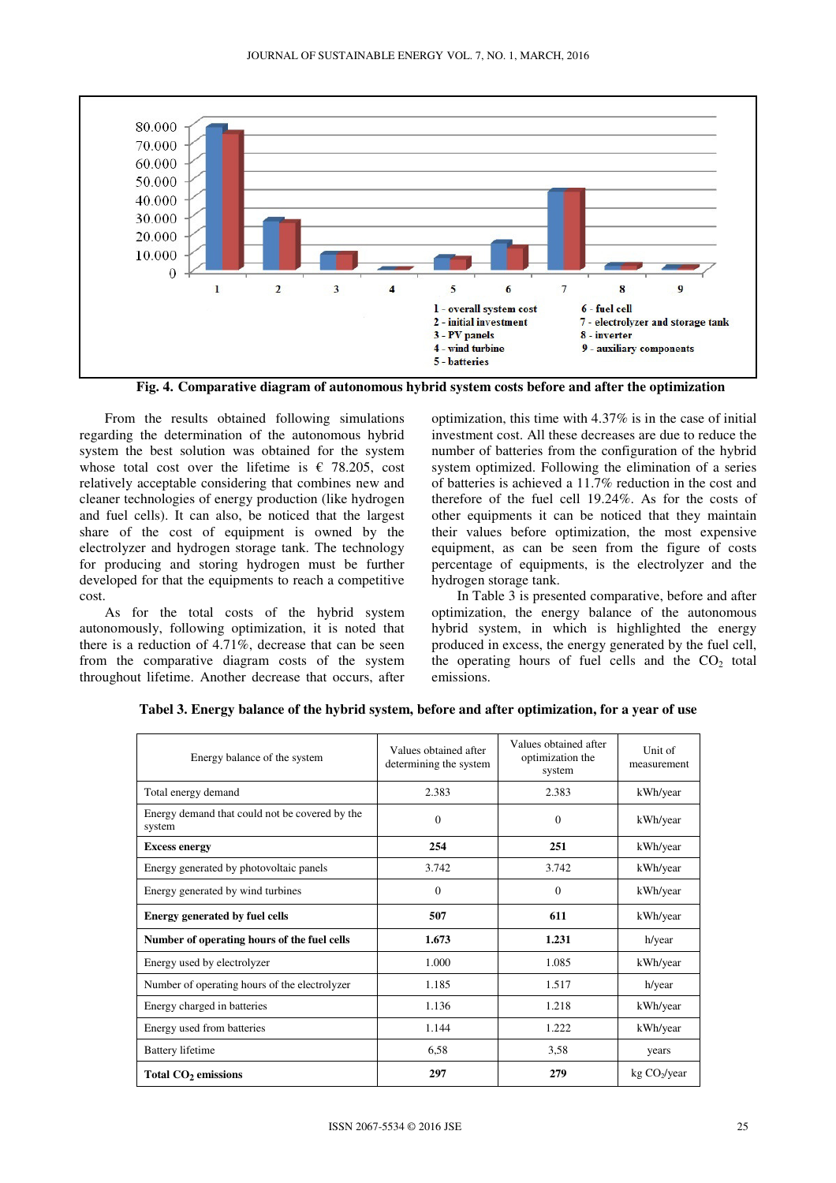Fig. 4. Comparative diagram of autonomous hybrid system costs before and after the optimization

From the results obtained following simulations regarding the determination of the autonomous hybrid system the best solution was obtained for the system whose total cost over the lifetime is € 78.205, cost relatively acceptable considering that combines new and cleaner technologies of energy production (like hydrogen and fuel cells). It can also, be noticed that the largest share of the cost of equipment is owned by the electrolyzer and hydrogen storage tank. The technology for producing and storing hydrogen must be further developed for that the equipments to reach a competitive cost.

As for the total costs of the hybrid system autonomously, following optimization, it is noted that there is a reduction of 4.71%, decrease that can be seen from the comparative diagram costs of the system throughout lifetime. Another decrease that occurs, after optimization, this time with 4.37% is in the case of initial investment cost. All these decreases are due to reduce the number of batteries from the configuration of the hybrid system optimized. Following the elimination of a series of batteries is achieved a 11.7% reduction in the cost and therefore of the fuel cell 19.24%. As for the costs of other equipments it can be noticed that they maintain their values before optimization, the most expensive equipment, as can be seen from the figure of costs percentage of equipments, is the electrolyzer and the hydrogen storage tank.

In Table 3 is presented comparative, before and after optimization, the energy balance of the autonomous hybrid system, in which is highlighted the energy produced in excess, the energy generated by the fuel cell, the operating hours of fuel cells and the $CO_2$ total emissions.

**Tabel 3. Energy balance of the hybrid system, before and after optimization, for a year of use**

| Energy balance of the system | Values obtained after determining the system | Values obtained after optimization the system | Unit of measurement |
|---|---|---|---|
| Total energy demand | 2.383 | 2.383 | kWh/year |
| Energy demand that could not be covered by the system | 0 | 0 | kWh/year |
| **Excess energy** | **254** | **251** | kWh/year |
| Energy generated by photovoltaic panels | 3.742 | 3.742 | kWh/year |
| Energy generated by wind turbines | 0 | 0 | kWh/year |
| **Energy generated by fuel cells** | **507** | **611** | kWh/year |
| **Number of operating hours of the fuel cells** | **1.673** | **1.231** | h/year |
| Energy used by electrolyzer | 1.000 | 1.085 | kWh/year |
| Number of operating hours of the electrolyzer | 1.185 | 1.517 | h/year |
| Energy charged in batteries | 1.136 | 1.218 | kWh/year |
| Energy used from batteries | 1.144 | 1.222 | kWh/year |
| Battery lifetime | 6,58 | 3,58 | years |
| **Total $CO_2$ emissions** | **297** | **279** | kg $CO_2$/year |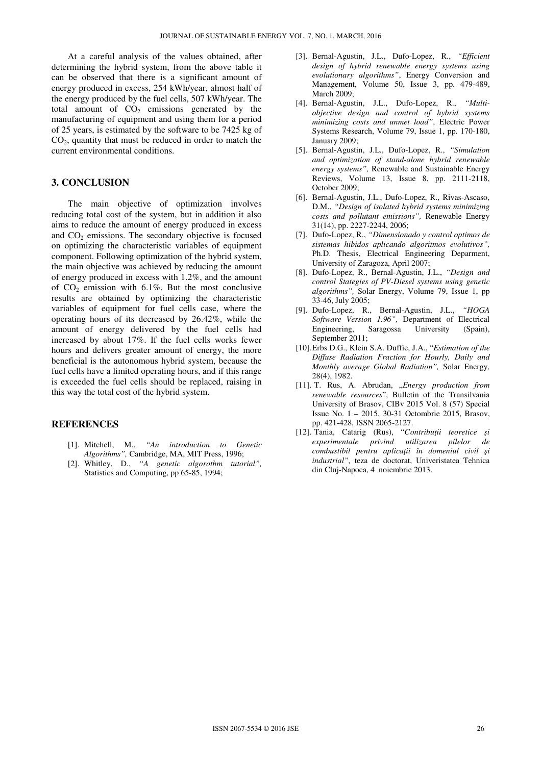At a careful analysis of the values obtained, after determining the hybrid system, from the above table it can be observed that there is a significant amount of energy produced in excess, 254 kWh/year, almost half of the energy produced by the fuel cells, 507 kWh/year. The total amount of $CO_2$ emissions generated by the manufacturing of equipment and using them for a period of 25 years, is estimated by the software to be 7425 kg of $CO_2$, quantity that must be reduced in order to match the current environmental conditions.

## 3. CONCLUSION

The main objective of optimization involves reducing total cost of the system, but in addition it also aims to reduce the amount of energy produced in excess and $CO_2$ emissions. The secondary objective is focused on optimizing the characteristic variables of equipment component. Following optimization of the hybrid system, the main objective was achieved by reducing the amount of energy produced in excess with 1.2%, and the amount of $CO_2$ emission with 6.1%. But the most conclusive results are obtained by optimizing the characteristic variables of equipment for fuel cells case, where the operating hours of its decreased by 26.42%, while the amount of energy delivered by the fuel cells had increased by about 17%. If the fuel cells works fewer hours and delivers greater amount of energy, the more beneficial is the autonomous hybrid system, because the fuel cells have a limited operating hours, and if this range is exceeded the fuel cells should be replaced, raising in this way the total cost of the hybrid system.

## REFERENCES

[1]. Mitchell, M., *"An introduction to Genetic Algorithms",* Cambridge, MA, MIT Press, 1996;

[2]. Whitley, D., *"A genetic algorothm tutorial",* Statistics and Computing, pp 65-85, 1994;

[3]. Bernal-Agustin, J.L., Dufo-Lopez, R., *"Efficient design of hybrid renewable energy systems using evolutionary algorithms"*, Energy Conversion and Management, Volume 50, Issue 3, pp. 479-489, March 2009;

[4]. Bernal-Agustin, J.L., Dufo-Lopez, R., *"Multi-objective design and control of hybrid systems minimizing costs and unmet load"*, Electric Power Systems Research, Volume 79, Issue 1, pp. 170-180, January 2009;

[5]. Bernal-Agustin, J.L., Dufo-Lopez, R., *"Simulation and optimization of stand-alone hybrid renewable energy systems",* Renewable and Sustainable Energy Reviews, Volume 13, Issue 8, pp. 2111-2118, October 2009;

[6]. Bernal-Agustin, J.L., Dufo-Lopez, R., Rivas-Ascaso, D.M., *"Design of isolated hybrid systems minimizing costs and pollutant emissions",* Renewable Energy 31(14), pp. 2227-2244, 2006;

[7]. Dufo-Lopez, R., *"Dimensionado y control optimos de sistemas hibidos aplicando algoritmos evolutivos",* Ph.D. Thesis, Electrical Engineering Deparment, University of Zaragoza, April 2007;

[8]. Dufo-Lopez, R., Bernal-Agustin, J.L., *"Design and control Stategies of PV-Diesel systems using genetic algorithms",* Solar Energy, Volume 79, Issue 1, pp 33-46, July 2005;

[9]. Dufo-Lopez, R., Bernal-Agustin, J.L., *"HOGA Software Version 1.96",* Department of Electrical Engineering, Saragossa University (Spain), September 2011;

[10]. Erbs D.G., Klein S.A. Duffie, J.A., "*Estimation of the Diffuse Radiation Fraction for Hourly, Daily and Monthly average Global Radiation",* Solar Energy, 28(4), 1982.

[11]. T. Rus, A. Abrudan, „*Energy production from renewable resources*", Bulletin of the Transilvania University of Brasov, CIBv 2015 Vol. 8 (57) Special Issue No. 1 – 2015, 30-31 Octombrie 2015, Brasov, pp. 421-428, ISSN 2065-2127.

[12]. Tania, Catarig (Rus), "*Contribuţii teoretice şi experimentale privind utilizarea pilelor de combustibil pentru aplicaţii în domeniul civil şi industrial",* teza de doctorat, Univeristatea Tehnica din Cluj-Napoca, 4 noiembrie 2013.